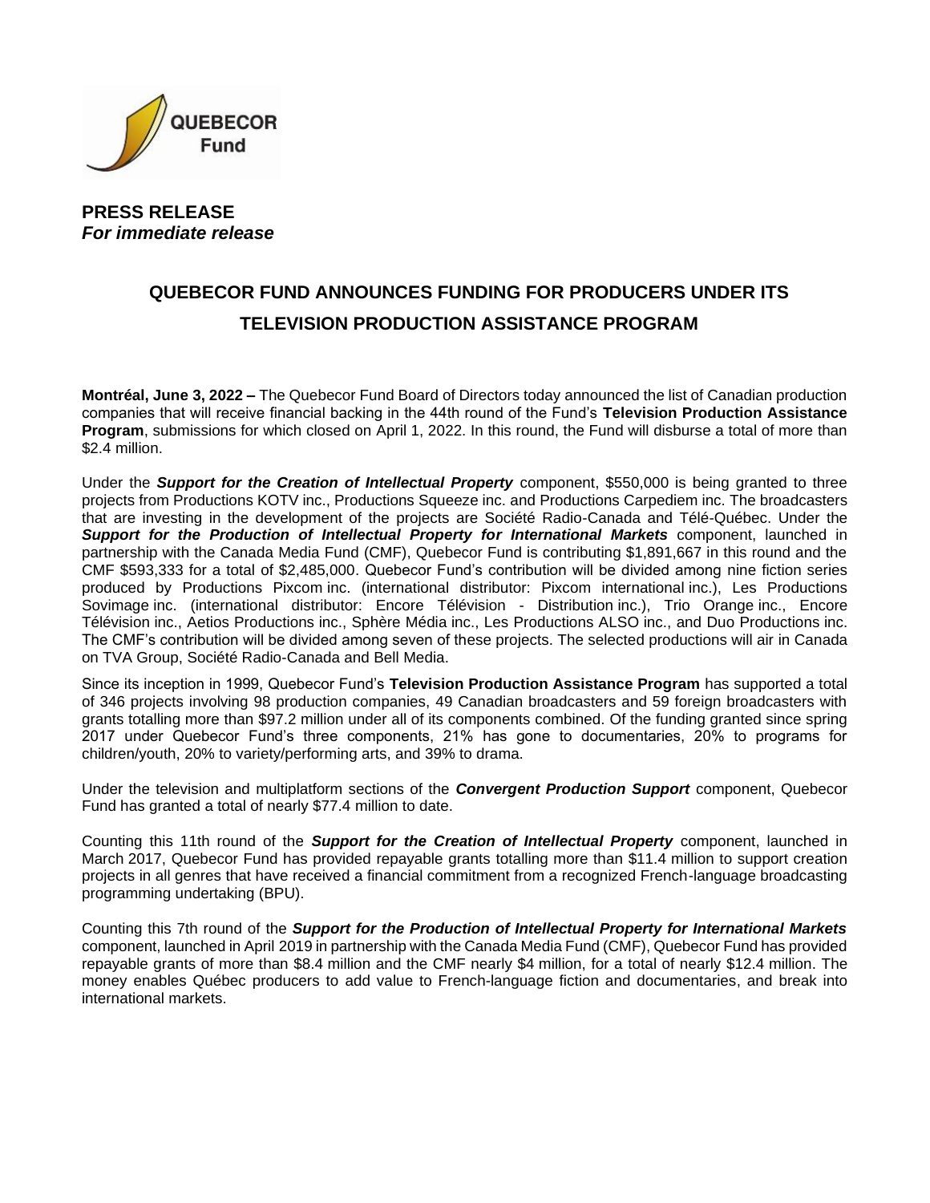QUEBECOR Fund

**PRESS RELEASE**
***For immediate release***

# QUEBECOR FUND ANNOUNCES FUNDING FOR PRODUCERS UNDER ITS TELEVISION PRODUCTION ASSISTANCE PROGRAM

**Montréal, June 3, 2022 –** The Quebecor Fund Board of Directors today announced the list of Canadian production companies that will receive financial backing in the 44th round of the Fund's **Television Production Assistance Program**, submissions for which closed on April 1, 2022. In this round, the Fund will disburse a total of more than $2.4 million.

Under the ***Support for the Creation of Intellectual Property*** component, $550,000 is being granted to three projects from Productions KOTV inc., Productions Squeeze inc. and Productions Carpediem inc. The broadcasters that are investing in the development of the projects are Société Radio-Canada and Télé-Québec. Under the ***Support for the Production of Intellectual Property for International Markets*** component, launched in partnership with the Canada Media Fund (CMF), Quebecor Fund is contributing $1,891,667 in this round and the CMF $593,333 for a total of $2,485,000. Quebecor Fund's contribution will be divided among nine fiction series produced by Productions Pixcom inc. (international distributor: Pixcom international inc.), Les Productions Sovimage inc. (international distributor: Encore Télévision - Distribution inc.), Trio Orange inc., Encore Télévision inc., Aetios Productions inc., Sphère Média inc., Les Productions ALSO inc., and Duo Productions inc. The CMF's contribution will be divided among seven of these projects. The selected productions will air in Canada on TVA Group, Société Radio-Canada and Bell Media.

Since its inception in 1999, Quebecor Fund's **Television Production Assistance Program** has supported a total of 346 projects involving 98 production companies, 49 Canadian broadcasters and 59 foreign broadcasters with grants totalling more than $97.2 million under all of its components combined. Of the funding granted since spring 2017 under Quebecor Fund's three components, 21% has gone to documentaries, 20% to programs for children/youth, 20% to variety/performing arts, and 39% to drama.

Under the television and multiplatform sections of the ***Convergent Production Support*** component, Quebecor Fund has granted a total of nearly $77.4 million to date.

Counting this 11th round of the ***Support for the Creation of Intellectual Property*** component, launched in March 2017, Quebecor Fund has provided repayable grants totalling more than $11.4 million to support creation projects in all genres that have received a financial commitment from a recognized French-language broadcasting programming undertaking (BPU).

Counting this 7th round of the ***Support for the Production of Intellectual Property for International Markets*** component, launched in April 2019 in partnership with the Canada Media Fund (CMF), Quebecor Fund has provided repayable grants of more than $8.4 million and the CMF nearly $4 million, for a total of nearly $12.4 million. The money enables Québec producers to add value to French-language fiction and documentaries, and break into international markets.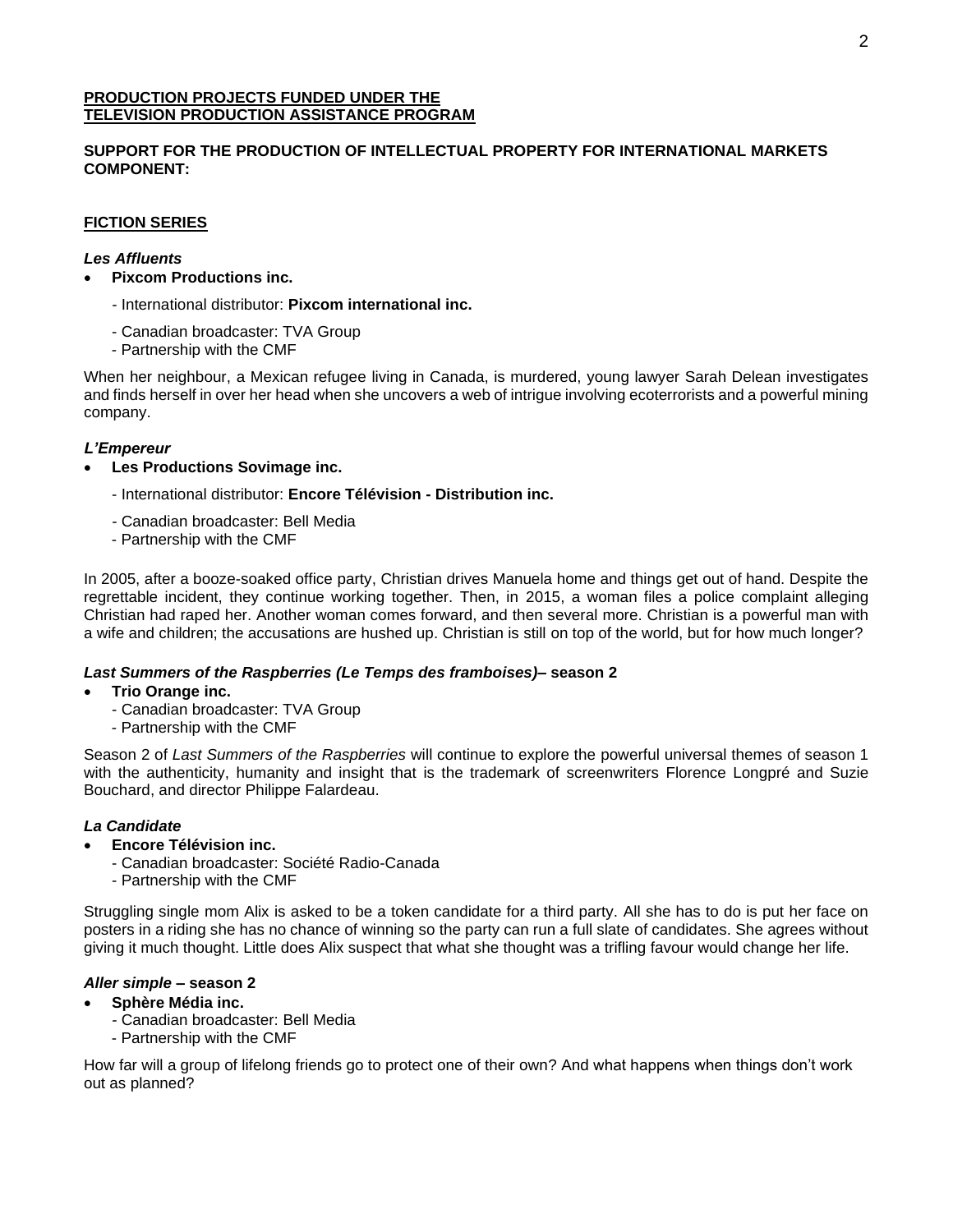**PRODUCTION PROJECTS FUNDED UNDER THE TELEVISION PRODUCTION ASSISTANCE PROGRAM**

**SUPPORT FOR THE PRODUCTION OF INTELLECTUAL PROPERTY FOR INTERNATIONAL MARKETS COMPONENT:**

## FICTION SERIES

***Les Affluents***

- **Pixcom Productions inc.**

  - International distributor: **Pixcom international inc.**

  - Canadian broadcaster: TVA Group
  - Partnership with the CMF

When her neighbour, a Mexican refugee living in Canada, is murdered, young lawyer Sarah Delean investigates and finds herself in over her head when she uncovers a web of intrigue involving ecoterrorists and a powerful mining company.

***L'Empereur***

- **Les Productions Sovimage inc.**

  - International distributor: **Encore Télévision - Distribution inc.**

  - Canadian broadcaster: Bell Media
  - Partnership with the CMF

In 2005, after a booze-soaked office party, Christian drives Manuela home and things get out of hand. Despite the regrettable incident, they continue working together. Then, in 2015, a woman files a police complaint alleging Christian had raped her. Another woman comes forward, and then several more. Christian is a powerful man with a wife and children; the accusations are hushed up. Christian is still on top of the world, but for how much longer?

***Last Summers of the Raspberries (Le Temps des framboises)*– season 2**

- **Trio Orange inc.**
  - Canadian broadcaster: TVA Group
  - Partnership with the CMF

Season 2 of *Last Summers of the Raspberries* will continue to explore the powerful universal themes of season 1 with the authenticity, humanity and insight that is the trademark of screenwriters Florence Longpré and Suzie Bouchard, and director Philippe Falardeau.

***La Candidate***

- **Encore Télévision inc.**
  - Canadian broadcaster: Société Radio-Canada
  - Partnership with the CMF

Struggling single mom Alix is asked to be a token candidate for a third party. All she has to do is put her face on posters in a riding she has no chance of winning so the party can run a full slate of candidates. She agrees without giving it much thought. Little does Alix suspect that what she thought was a trifling favour would change her life.

***Aller simple* – season 2**

- **Sphère Média inc.**
  - Canadian broadcaster: Bell Media
  - Partnership with the CMF

How far will a group of lifelong friends go to protect one of their own? And what happens when things don't work out as planned?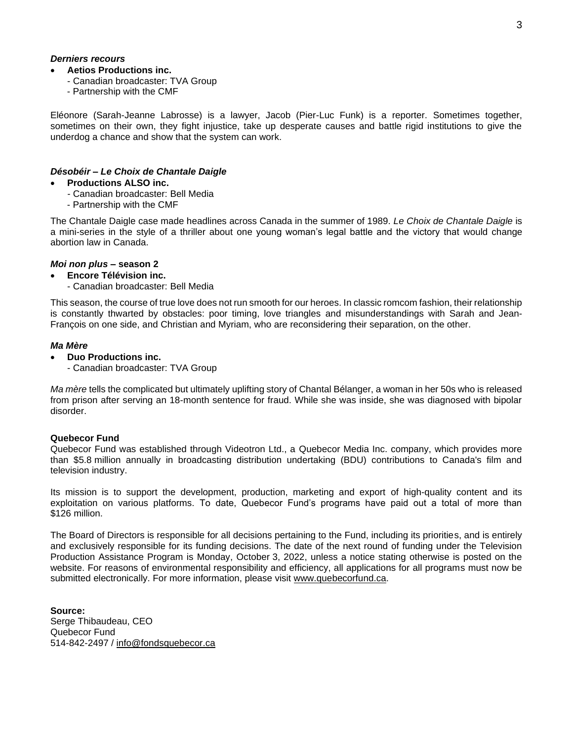***Derniers recours***

- **Aetios Productions inc.**
  - Canadian broadcaster: TVA Group
  - Partnership with the CMF

Eléonore (Sarah-Jeanne Labrosse) is a lawyer, Jacob (Pier-Luc Funk) is a reporter. Sometimes together, sometimes on their own, they fight injustice, take up desperate causes and battle rigid institutions to give the underdog a chance and show that the system can work.

***Désobéir – Le Choix de Chantale Daigle***

- **Productions ALSO inc.**
  - Canadian broadcaster: Bell Media
  - Partnership with the CMF

The Chantale Daigle case made headlines across Canada in the summer of 1989. *Le Choix de Chantale Daigle* is a mini-series in the style of a thriller about one young woman's legal battle and the victory that would change abortion law in Canada.

***Moi non plus* – season 2**

- **Encore Télévision inc.**
  - Canadian broadcaster: Bell Media

This season, the course of true love does not run smooth for our heroes. In classic romcom fashion, their relationship is constantly thwarted by obstacles: poor timing, love triangles and misunderstandings with Sarah and Jean-François on one side, and Christian and Myriam, who are reconsidering their separation, on the other.

***Ma Mère***

- **Duo Productions inc.**
  - Canadian broadcaster: TVA Group

*Ma mère* tells the complicated but ultimately uplifting story of Chantal Bélanger, a woman in her 50s who is released from prison after serving an 18-month sentence for fraud. While she was inside, she was diagnosed with bipolar disorder.

**Quebecor Fund**

Quebecor Fund was established through Videotron Ltd., a Quebecor Media Inc. company, which provides more than $5.8 million annually in broadcasting distribution undertaking (BDU) contributions to Canada's film and television industry.

Its mission is to support the development, production, marketing and export of high-quality content and its exploitation on various platforms. To date, Quebecor Fund's programs have paid out a total of more than $126 million.

The Board of Directors is responsible for all decisions pertaining to the Fund, including its priorities, and is entirely and exclusively responsible for its funding decisions. The date of the next round of funding under the Television Production Assistance Program is Monday, October 3, 2022, unless a notice stating otherwise is posted on the website. For reasons of environmental responsibility and efficiency, all applications for all programs must now be submitted electronically. For more information, please visit www.quebecorfund.ca.

**Source:**
Serge Thibaudeau, CEO
Quebecor Fund
514-842-2497 / info@fondsquebecor.ca